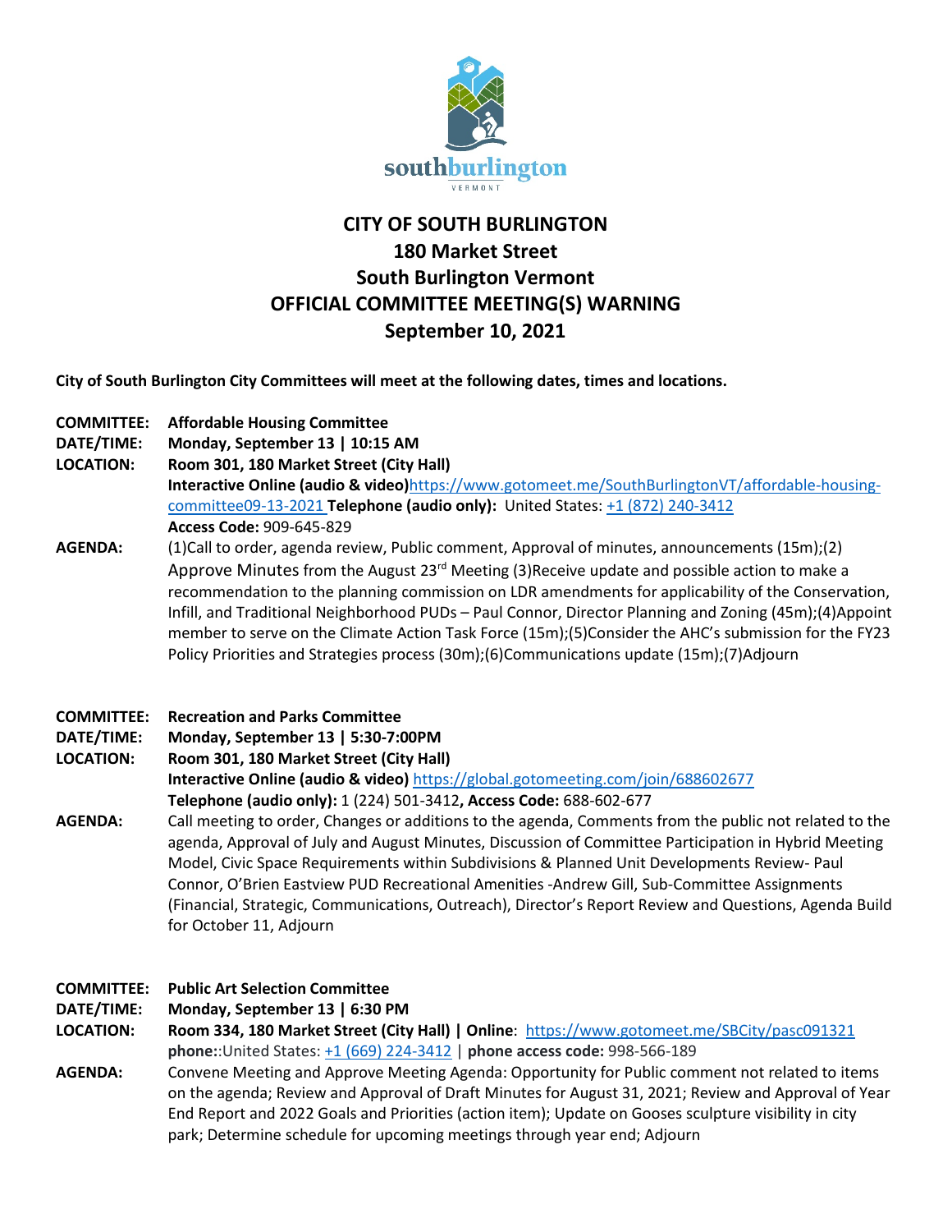# CITY OF SOUTH BURLINGTON
# 180 Market Street
# South Burlington Vermont
# OFFICIAL COMMITTEE MEETING(S) WARNING
# September 10, 2021

**City of South Burlington City Committees will meet at the following dates, times and locations.**

**COMMITTEE:** **Affordable Housing Committee**
**DATE/TIME:** **Monday, September 13 | 10:15 AM**
**LOCATION:** **Room 301, 180 Market Street (City Hall)**
**Interactive Online (audio & video)**https://www.gotomeet.me/SouthBurlingtonVT/affordable-housing-committee09-13-2021 **Telephone (audio only):** United States: +1 (872) 240-3412
**Access Code:** 909-645-829

**AGENDA:** (1)Call to order, agenda review, Public comment, Approval of minutes, announcements (15m);(2) Approve Minutes from the August 23rd Meeting (3)Receive update and possible action to make a recommendation to the planning commission on LDR amendments for applicability of the Conservation, Infill, and Traditional Neighborhood PUDs – Paul Connor, Director Planning and Zoning (45m);(4)Appoint member to serve on the Climate Action Task Force (15m);(5)Consider the AHC's submission for the FY23 Policy Priorities and Strategies process (30m);(6)Communications update (15m);(7)Adjourn

**COMMITTEE:** **Recreation and Parks Committee**
**DATE/TIME:** **Monday, September 13 | 5:30-7:00PM**
**LOCATION:** **Room 301, 180 Market Street (City Hall)**
**Interactive Online (audio & video)** https://global.gotomeeting.com/join/688602677
**Telephone (audio only):** 1 (224) 501-3412**, Access Code:** 688-602-677

**AGENDA:** Call meeting to order, Changes or additions to the agenda, Comments from the public not related to the agenda, Approval of July and August Minutes, Discussion of Committee Participation in Hybrid Meeting Model, Civic Space Requirements within Subdivisions & Planned Unit Developments Review- Paul Connor, O'Brien Eastview PUD Recreational Amenities -Andrew Gill, Sub-Committee Assignments (Financial, Strategic, Communications, Outreach), Director's Report Review and Questions, Agenda Build for October 11, Adjourn

**COMMITTEE:** **Public Art Selection Committee**
**DATE/TIME:** **Monday, September 13 | 6:30 PM**
**LOCATION:** **Room 334, 180 Market Street (City Hall) | Online**: https://www.gotomeet.me/SBCity/pasc091321
**phone:**:United States: +1 (669) 224-3412 | **phone access code:** 998-566-189

**AGENDA:** Convene Meeting and Approve Meeting Agenda: Opportunity for Public comment not related to items on the agenda; Review and Approval of Draft Minutes for August 31, 2021; Review and Approval of Year End Report and 2022 Goals and Priorities (action item); Update on Gooses sculpture visibility in city park; Determine schedule for upcoming meetings through year end; Adjourn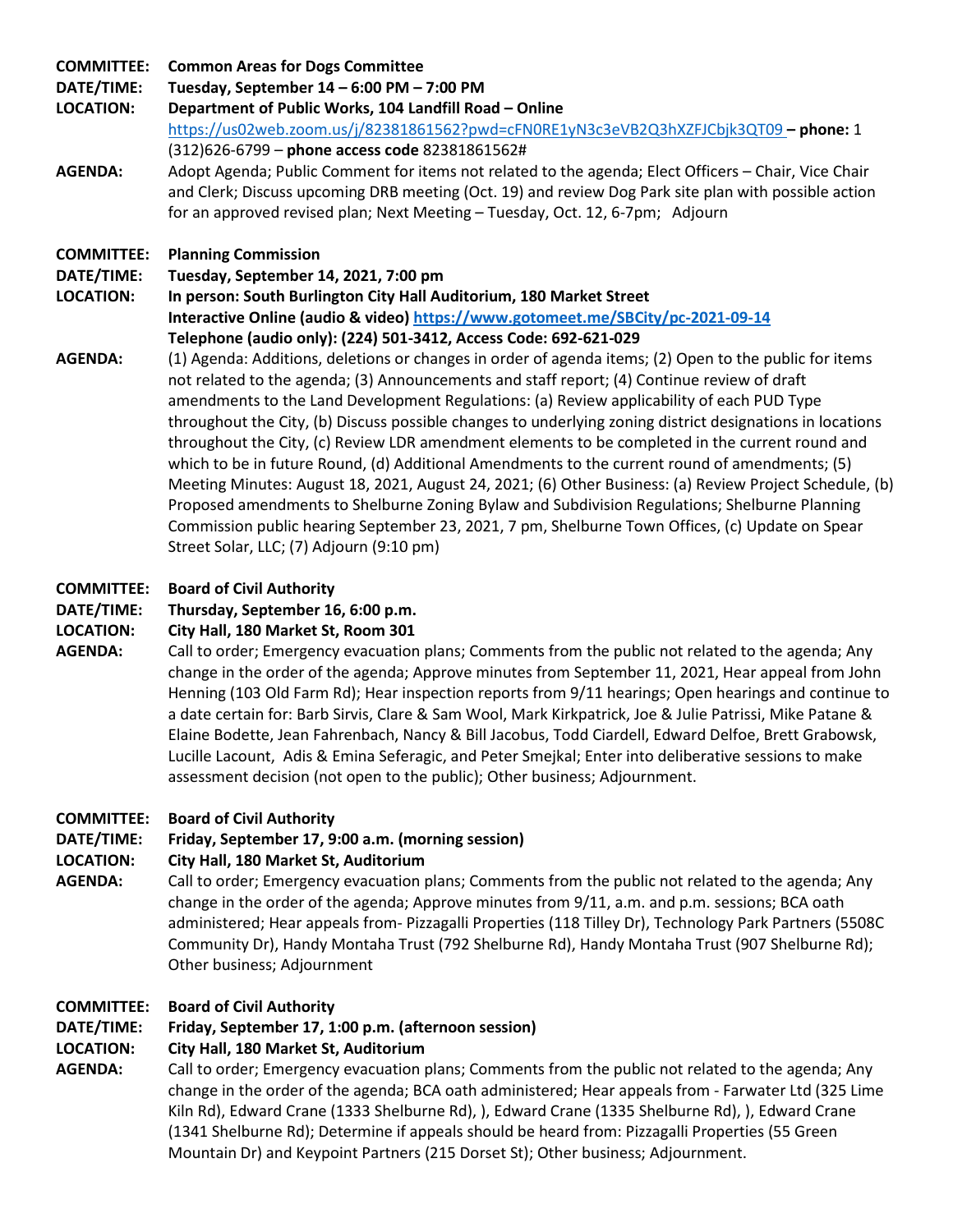**COMMITTEE:** **Common Areas for Dogs Committee**
**DATE/TIME:** **Tuesday, September 14 – 6:00 PM – 7:00 PM**
**LOCATION:** **Department of Public Works, 104 Landfill Road – Online**
https://us02web.zoom.us/j/82381861562?pwd=cFN0RE1yN3c3eVB2Q3hXZFJCbjk3QT09 **– phone:** 1 (312)626-6799 – **phone access code** 82381861562#
**AGENDA:** Adopt Agenda; Public Comment for items not related to the agenda; Elect Officers – Chair, Vice Chair and Clerk; Discuss upcoming DRB meeting (Oct. 19) and review Dog Park site plan with possible action for an approved revised plan; Next Meeting – Tuesday, Oct. 12, 6-7pm; Adjourn

**COMMITTEE:** **Planning Commission**
**DATE/TIME:** **Tuesday, September 14, 2021, 7:00 pm**
**LOCATION:** **In person: South Burlington City Hall Auditorium, 180 Market Street**
**Interactive Online (audio & video) https://www.gotomeet.me/SBCity/pc-2021-09-14**
**Telephone (audio only): (224) 501-3412, Access Code: 692-621-029**
**AGENDA:** (1) Agenda: Additions, deletions or changes in order of agenda items; (2) Open to the public for items not related to the agenda; (3) Announcements and staff report; (4) Continue review of draft amendments to the Land Development Regulations: (a) Review applicability of each PUD Type throughout the City, (b) Discuss possible changes to underlying zoning district designations in locations throughout the City, (c) Review LDR amendment elements to be completed in the current round and which to be in future Round, (d) Additional Amendments to the current round of amendments; (5) Meeting Minutes: August 18, 2021, August 24, 2021; (6) Other Business: (a) Review Project Schedule, (b) Proposed amendments to Shelburne Zoning Bylaw and Subdivision Regulations; Shelburne Planning Commission public hearing September 23, 2021, 7 pm, Shelburne Town Offices, (c) Update on Spear Street Solar, LLC; (7) Adjourn (9:10 pm)

**COMMITTEE:** **Board of Civil Authority**
**DATE/TIME:** **Thursday, September 16, 6:00 p.m.**
**LOCATION:** **City Hall, 180 Market St, Room 301**
**AGENDA:** Call to order; Emergency evacuation plans; Comments from the public not related to the agenda; Any change in the order of the agenda; Approve minutes from September 11, 2021, Hear appeal from John Henning (103 Old Farm Rd); Hear inspection reports from 9/11 hearings; Open hearings and continue to a date certain for: Barb Sirvis, Clare & Sam Wool, Mark Kirkpatrick, Joe & Julie Patrissi, Mike Patane & Elaine Bodette, Jean Fahrenbach, Nancy & Bill Jacobus, Todd Ciardell, Edward Delfoe, Brett Grabowsk, Lucille Lacount, Adis & Emina Seferagic, and Peter Smejkal; Enter into deliberative sessions to make assessment decision (not open to the public); Other business; Adjournment.

**COMMITTEE:** **Board of Civil Authority**
**DATE/TIME:** **Friday, September 17, 9:00 a.m. (morning session)**
**LOCATION:** **City Hall, 180 Market St, Auditorium**
**AGENDA:** Call to order; Emergency evacuation plans; Comments from the public not related to the agenda; Any change in the order of the agenda; Approve minutes from 9/11, a.m. and p.m. sessions; BCA oath administered; Hear appeals from- Pizzagalli Properties (118 Tilley Dr), Technology Park Partners (5508C Community Dr), Handy Montaha Trust (792 Shelburne Rd), Handy Montaha Trust (907 Shelburne Rd); Other business; Adjournment

**COMMITTEE:** **Board of Civil Authority**
**DATE/TIME:** **Friday, September 17, 1:00 p.m. (afternoon session)**
**LOCATION:** **City Hall, 180 Market St, Auditorium**
**AGENDA:** Call to order; Emergency evacuation plans; Comments from the public not related to the agenda; Any change in the order of the agenda; BCA oath administered; Hear appeals from - Farwater Ltd (325 Lime Kiln Rd), Edward Crane (1333 Shelburne Rd), ), Edward Crane (1335 Shelburne Rd), ), Edward Crane (1341 Shelburne Rd); Determine if appeals should be heard from: Pizzagalli Properties (55 Green Mountain Dr) and Keypoint Partners (215 Dorset St); Other business; Adjournment.